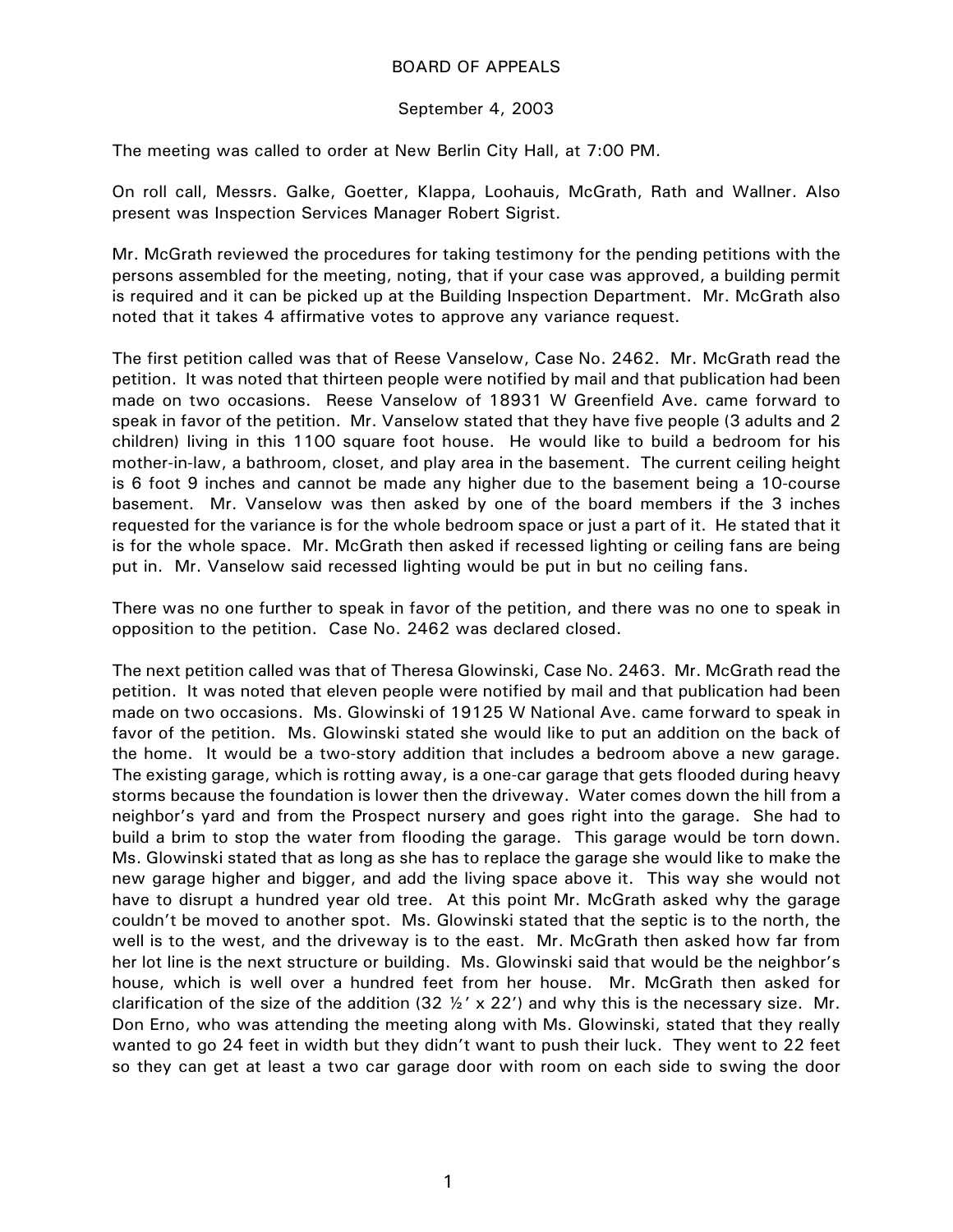# BOARD OF APPEALS

September 4, 2003

The meeting was called to order at New Berlin City Hall, at 7:00 PM.

On roll call, Messrs. Galke, Goetter, Klappa, Loohauis, McGrath, Rath and Wallner. Also present was Inspection Services Manager Robert Sigrist.

Mr. McGrath reviewed the procedures for taking testimony for the pending petitions with the persons assembled for the meeting, noting, that if your case was approved, a building permit is required and it can be picked up at the Building Inspection Department. Mr. McGrath also noted that it takes 4 affirmative votes to approve any variance request.

The first petition called was that of Reese Vanselow, Case No. 2462. Mr. McGrath read the petition. It was noted that thirteen people were notified by mail and that publication had been made on two occasions. Reese Vanselow of 18931 W Greenfield Ave. came forward to speak in favor of the petition. Mr. Vanselow stated that they have five people (3 adults and 2 children) living in this 1100 square foot house. He would like to build a bedroom for his mother-in-law, a bathroom, closet, and play area in the basement. The current ceiling height is 6 foot 9 inches and cannot be made any higher due to the basement being a 10-course basement. Mr. Vanselow was then asked by one of the board members if the 3 inches requested for the variance is for the whole bedroom space or just a part of it. He stated that it is for the whole space. Mr. McGrath then asked if recessed lighting or ceiling fans are being put in. Mr. Vanselow said recessed lighting would be put in but no ceiling fans.

There was no one further to speak in favor of the petition, and there was no one to speak in opposition to the petition. Case No. 2462 was declared closed.

The next petition called was that of Theresa Glowinski, Case No. 2463. Mr. McGrath read the petition. It was noted that eleven people were notified by mail and that publication had been made on two occasions. Ms. Glowinski of 19125 W National Ave. came forward to speak in favor of the petition. Ms. Glowinski stated she would like to put an addition on the back of the home. It would be a two-story addition that includes a bedroom above a new garage. The existing garage, which is rotting away, is a one-car garage that gets flooded during heavy storms because the foundation is lower then the driveway. Water comes down the hill from a neighbor's yard and from the Prospect nursery and goes right into the garage. She had to build a brim to stop the water from flooding the garage. This garage would be torn down. Ms. Glowinski stated that as long as she has to replace the garage she would like to make the new garage higher and bigger, and add the living space above it. This way she would not have to disrupt a hundred year old tree. At this point Mr. McGrath asked why the garage couldn't be moved to another spot. Ms. Glowinski stated that the septic is to the north, the well is to the west, and the driveway is to the east. Mr. McGrath then asked how far from her lot line is the next structure or building. Ms. Glowinski said that would be the neighbor's house, which is well over a hundred feet from her house. Mr. McGrath then asked for clarification of the size of the addition (32 ½' x 22') and why this is the necessary size. Mr. Don Erno, who was attending the meeting along with Ms. Glowinski, stated that they really wanted to go 24 feet in width but they didn't want to push their luck. They went to 22 feet so they can get at least a two car garage door with room on each side to swing the door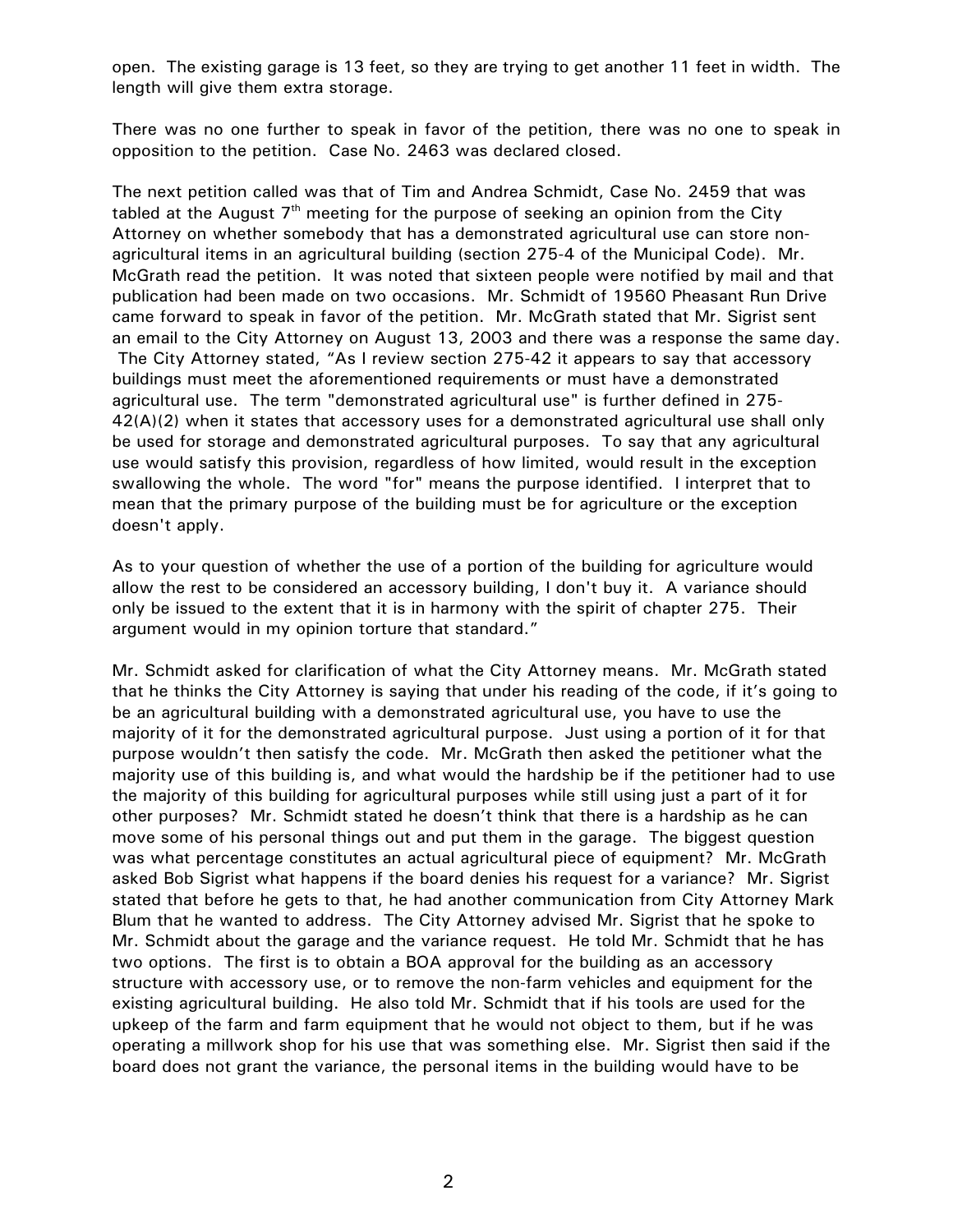open. The existing garage is 13 feet, so they are trying to get another 11 feet in width. The length will give them extra storage.

There was no one further to speak in favor of the petition, there was no one to speak in opposition to the petition. Case No. 2463 was declared closed.

The next petition called was that of Tim and Andrea Schmidt, Case No. 2459 that was tabled at the August 7th meeting for the purpose of seeking an opinion from the City Attorney on whether somebody that has a demonstrated agricultural use can store non-agricultural items in an agricultural building (section 275-4 of the Municipal Code). Mr. McGrath read the petition. It was noted that sixteen people were notified by mail and that publication had been made on two occasions. Mr. Schmidt of 19560 Pheasant Run Drive came forward to speak in favor of the petition. Mr. McGrath stated that Mr. Sigrist sent an email to the City Attorney on August 13, 2003 and there was a response the same day. The City Attorney stated, "As I review section 275-42 it appears to say that accessory buildings must meet the aforementioned requirements or must have a demonstrated agricultural use. The term "demonstrated agricultural use" is further defined in 275-42(A)(2) when it states that accessory uses for a demonstrated agricultural use shall only be used for storage and demonstrated agricultural purposes. To say that any agricultural use would satisfy this provision, regardless of how limited, would result in the exception swallowing the whole. The word "for" means the purpose identified. I interpret that to mean that the primary purpose of the building must be for agriculture or the exception doesn't apply.

As to your question of whether the use of a portion of the building for agriculture would allow the rest to be considered an accessory building, I don't buy it. A variance should only be issued to the extent that it is in harmony with the spirit of chapter 275. Their argument would in my opinion torture that standard."

Mr. Schmidt asked for clarification of what the City Attorney means. Mr. McGrath stated that he thinks the City Attorney is saying that under his reading of the code, if it's going to be an agricultural building with a demonstrated agricultural use, you have to use the majority of it for the demonstrated agricultural purpose. Just using a portion of it for that purpose wouldn't then satisfy the code. Mr. McGrath then asked the petitioner what the majority use of this building is, and what would the hardship be if the petitioner had to use the majority of this building for agricultural purposes while still using just a part of it for other purposes? Mr. Schmidt stated he doesn't think that there is a hardship as he can move some of his personal things out and put them in the garage. The biggest question was what percentage constitutes an actual agricultural piece of equipment? Mr. McGrath asked Bob Sigrist what happens if the board denies his request for a variance? Mr. Sigrist stated that before he gets to that, he had another communication from City Attorney Mark Blum that he wanted to address. The City Attorney advised Mr. Sigrist that he spoke to Mr. Schmidt about the garage and the variance request. He told Mr. Schmidt that he has two options. The first is to obtain a BOA approval for the building as an accessory structure with accessory use, or to remove the non-farm vehicles and equipment for the existing agricultural building. He also told Mr. Schmidt that if his tools are used for the upkeep of the farm and farm equipment that he would not object to them, but if he was operating a millwork shop for his use that was something else. Mr. Sigrist then said if the board does not grant the variance, the personal items in the building would have to be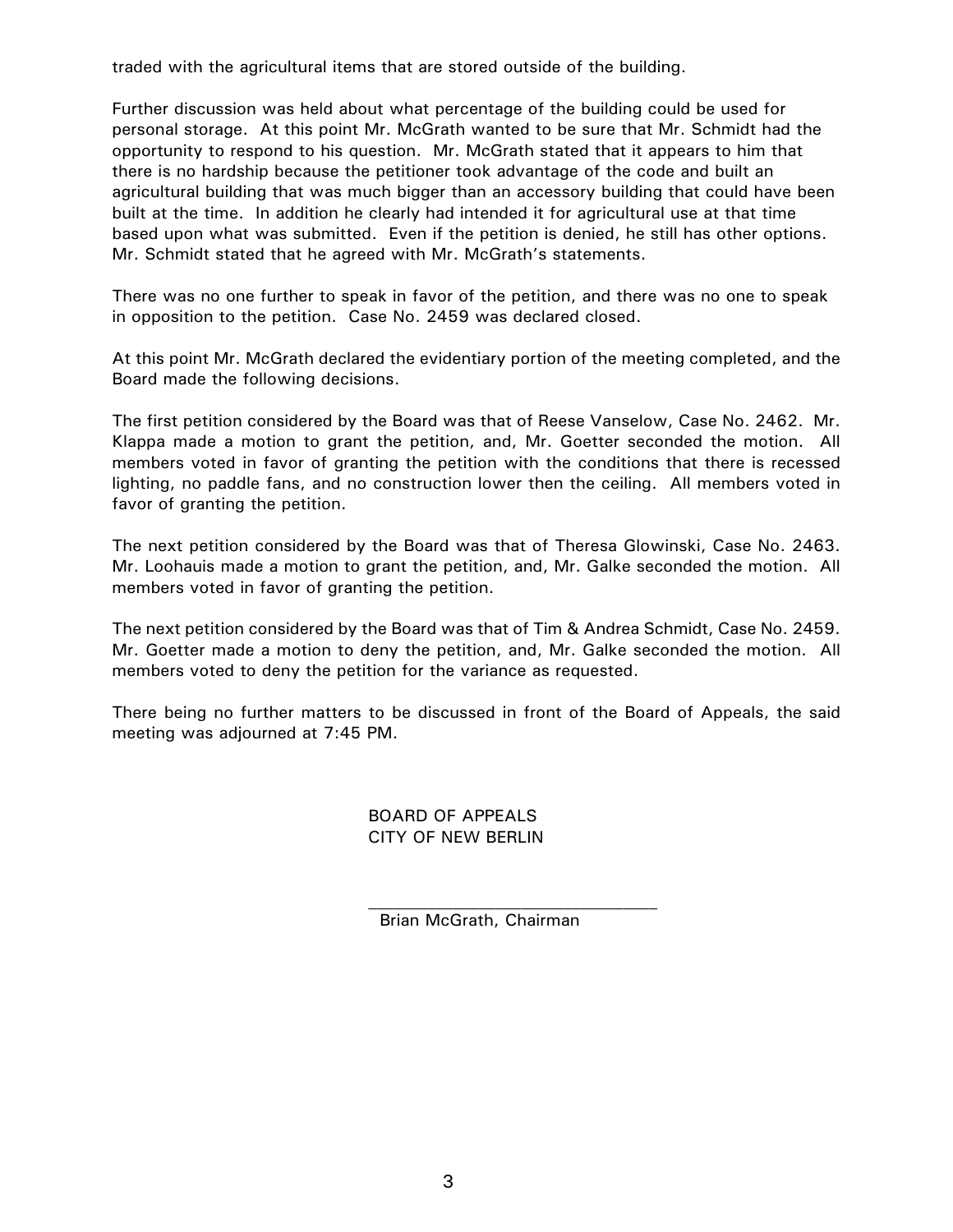traded with the agricultural items that are stored outside of the building.

Further discussion was held about what percentage of the building could be used for personal storage. At this point Mr. McGrath wanted to be sure that Mr. Schmidt had the opportunity to respond to his question. Mr. McGrath stated that it appears to him that there is no hardship because the petitioner took advantage of the code and built an agricultural building that was much bigger than an accessory building that could have been built at the time. In addition he clearly had intended it for agricultural use at that time based upon what was submitted. Even if the petition is denied, he still has other options. Mr. Schmidt stated that he agreed with Mr. McGrath's statements.

There was no one further to speak in favor of the petition, and there was no one to speak in opposition to the petition. Case No. 2459 was declared closed.

At this point Mr. McGrath declared the evidentiary portion of the meeting completed, and the Board made the following decisions.

The first petition considered by the Board was that of Reese Vanselow, Case No. 2462. Mr. Klappa made a motion to grant the petition, and, Mr. Goetter seconded the motion. All members voted in favor of granting the petition with the conditions that there is recessed lighting, no paddle fans, and no construction lower then the ceiling. All members voted in favor of granting the petition.

The next petition considered by the Board was that of Theresa Glowinski, Case No. 2463. Mr. Loohauis made a motion to grant the petition, and, Mr. Galke seconded the motion. All members voted in favor of granting the petition.

The next petition considered by the Board was that of Tim & Andrea Schmidt, Case No. 2459. Mr. Goetter made a motion to deny the petition, and, Mr. Galke seconded the motion. All members voted to deny the petition for the variance as requested.

There being no further matters to be discussed in front of the Board of Appeals, the said meeting was adjourned at 7:45 PM.

BOARD OF APPEALS
CITY OF NEW BERLIN

\_\_\_\_\_\_\_\_\_\_\_\_\_\_\_\_\_\_\_\_\_\_\_\_\_\_\_\_\_\_\_\_
Brian McGrath, Chairman